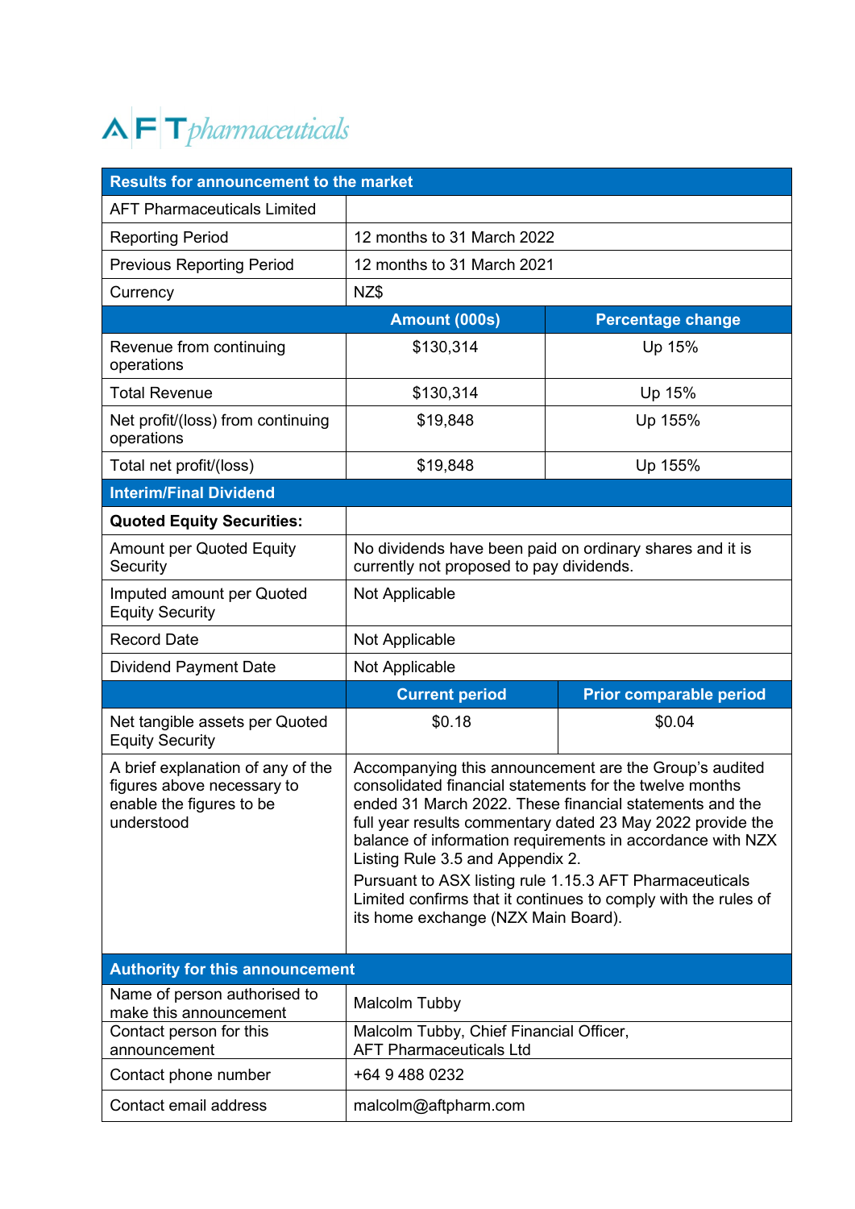AFT pharmaceuticals

| Results for announcement to the market | | |
|---|---|---|
| AFT Pharmaceuticals Limited | | |
| Reporting Period | 12 months to 31 March 2022 | |
| Previous Reporting Period | 12 months to 31 March 2021 | |
| Currency | NZ$ | |
| | **Amount (000s)** | **Percentage change** |
| Revenue from continuing operations | $130,314 | Up 15% |
| Total Revenue | $130,314 | Up 15% |
| Net profit/(loss) from continuing operations | $19,848 | Up 155% |
| Total net profit/(loss) | $19,848 | Up 155% |
| **Interim/Final Dividend** | | |
| **Quoted Equity Securities:** | | |
| Amount per Quoted Equity Security | No dividends have been paid on ordinary shares and it is currently not proposed to pay dividends. | |
| Imputed amount per Quoted Equity Security | Not Applicable | |
| Record Date | Not Applicable | |
| Dividend Payment Date | Not Applicable | |
| | **Current period** | **Prior comparable period** |
| Net tangible assets per Quoted Equity Security | $0.18 | $0.04 |
| A brief explanation of any of the figures above necessary to enable the figures to be understood | Accompanying this announcement are the Group's audited consolidated financial statements for the twelve months ended 31 March 2022. These financial statements and the full year results commentary dated 23 May 2022 provide the balance of information requirements in accordance with NZX Listing Rule 3.5 and Appendix 2.<br>Pursuant to ASX listing rule 1.15.3 AFT Pharmaceuticals Limited confirms that it continues to comply with the rules of its home exchange (NZX Main Board). | |
| **Authority for this announcement** | | |
| Name of person authorised to make this announcement | Malcolm Tubby | |
| Contact person for this announcement | Malcolm Tubby, Chief Financial Officer, AFT Pharmaceuticals Ltd | |
| Contact phone number | +64 9 488 0232 | |
| Contact email address | malcolm@aftpharm.com | |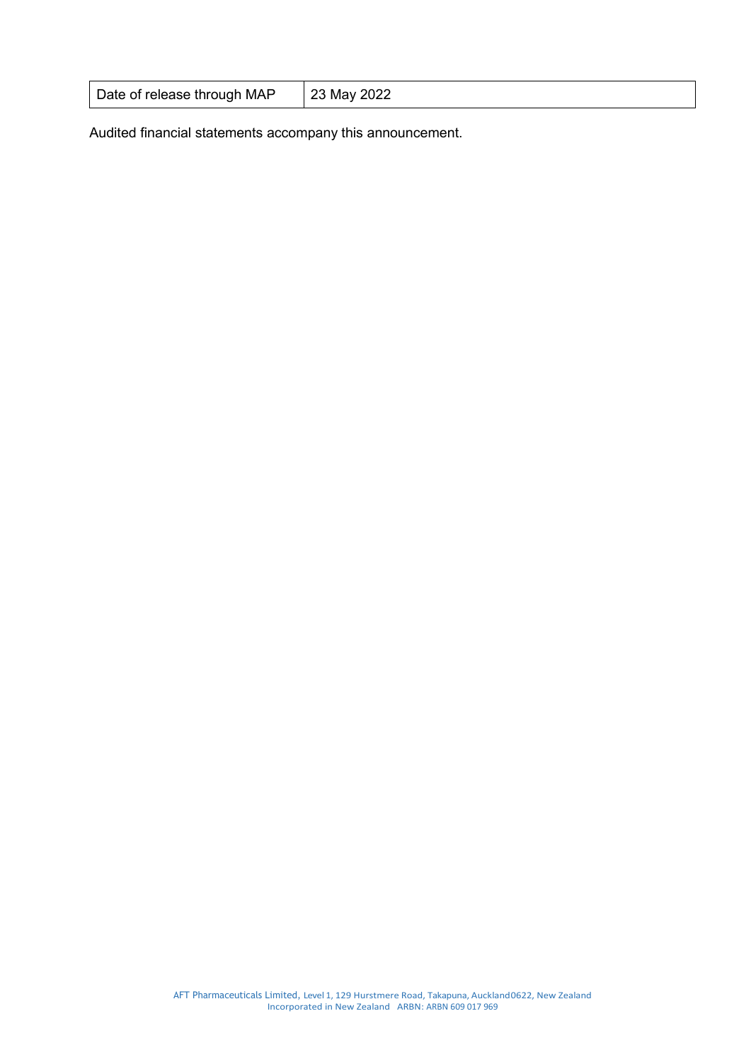| | |
|---|---|
| Date of release through MAP | 23 May 2022 |

Audited financial statements accompany this announcement.